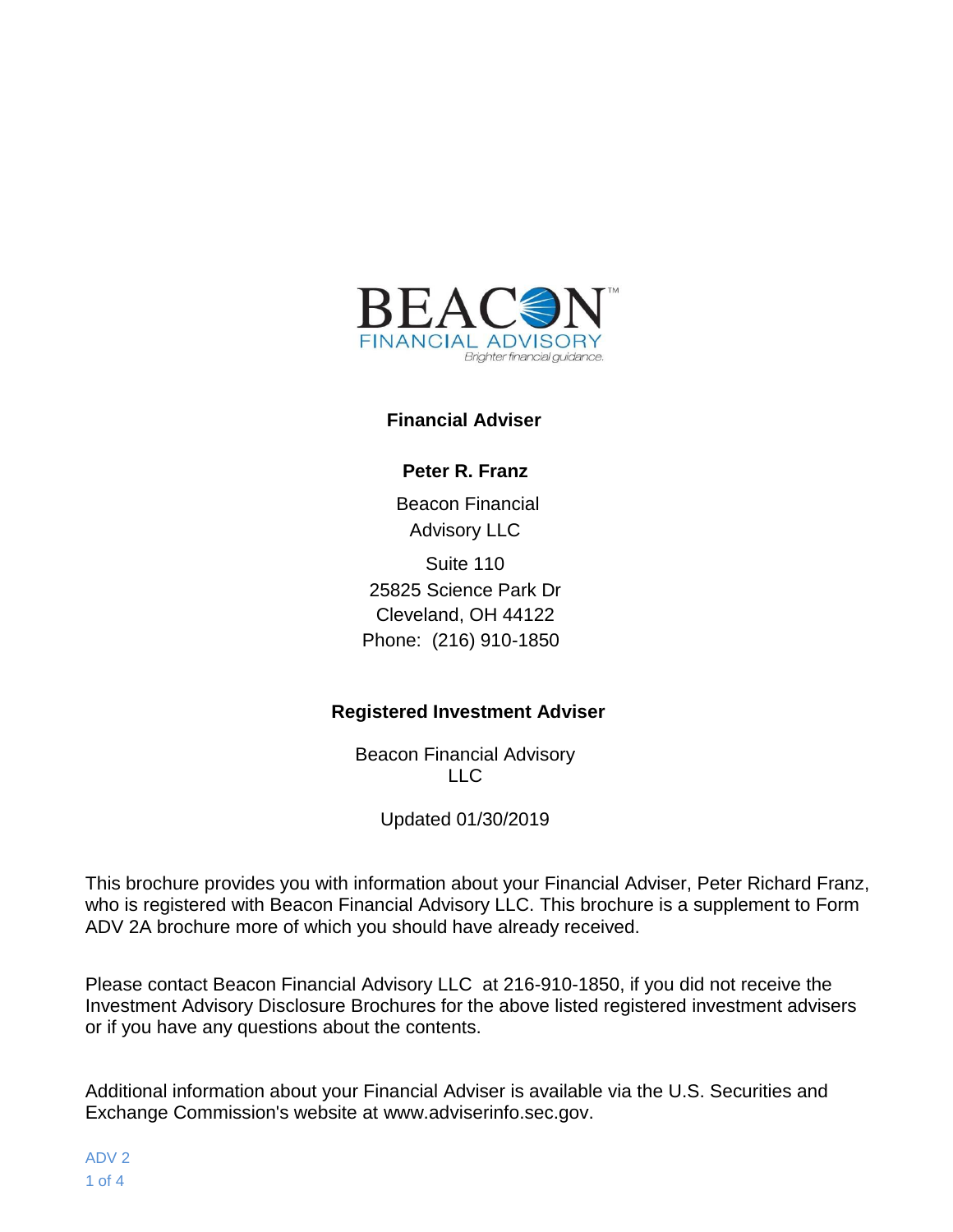BEACON

FINANCIAL ADVISORY

*Brighter financial guidance.*

**Financial Adviser**

**Peter R. Franz**

Beacon Financial Advisory LLC

Suite 110
25825 Science Park Dr
Cleveland, OH 44122
Phone: (216) 910-1850

**Registered Investment Adviser**

Beacon Financial Advisory LLC

Updated 01/30/2019

This brochure provides you with information about your Financial Adviser, Peter Richard Franz, who is registered with Beacon Financial Advisory LLC. This brochure is a supplement to Form ADV 2A brochure more of which you should have already received.

Please contact Beacon Financial Advisory LLC at 216-910-1850, if you did not receive the Investment Advisory Disclosure Brochures for the above listed registered investment advisers or if you have any questions about the contents.

Additional information about your Financial Adviser is available via the U.S. Securities and Exchange Commission's website at www.adviserinfo.sec.gov.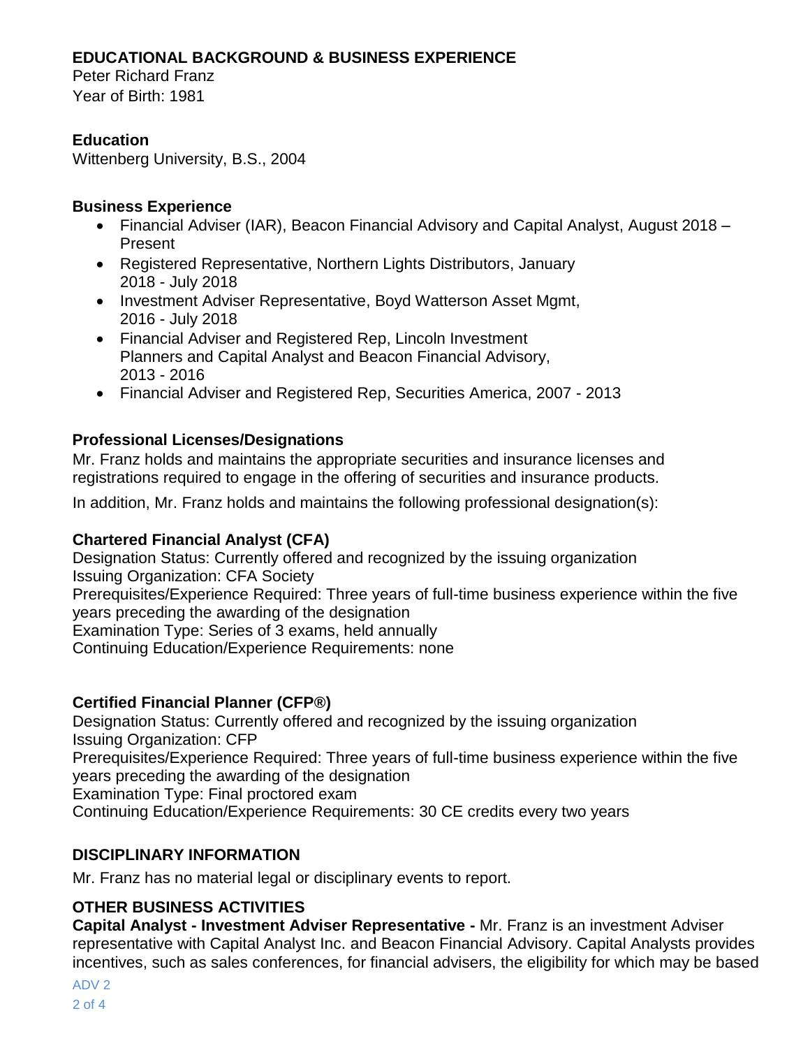## EDUCATIONAL BACKGROUND & BUSINESS EXPERIENCE

Peter Richard Franz
Year of Birth: 1981

### Education

Wittenberg University, B.S., 2004

### Business Experience

- Financial Adviser (IAR), Beacon Financial Advisory and Capital Analyst, August 2018 – Present
- Registered Representative, Northern Lights Distributors, January 2018 - July 2018
- Investment Adviser Representative, Boyd Watterson Asset Mgmt, 2016 - July 2018
- Financial Adviser and Registered Rep, Lincoln Investment Planners and Capital Analyst and Beacon Financial Advisory, 2013 - 2016
- Financial Adviser and Registered Rep, Securities America, 2007 - 2013

### Professional Licenses/Designations

Mr. Franz holds and maintains the appropriate securities and insurance licenses and registrations required to engage in the offering of securities and insurance products.

In addition, Mr. Franz holds and maintains the following professional designation(s):

### Chartered Financial Analyst (CFA)

Designation Status: Currently offered and recognized by the issuing organization
Issuing Organization: CFA Society
Prerequisites/Experience Required: Three years of full-time business experience within the five years preceding the awarding of the designation
Examination Type: Series of 3 exams, held annually
Continuing Education/Experience Requirements: none

### Certified Financial Planner (CFP®)

Designation Status: Currently offered and recognized by the issuing organization
Issuing Organization: CFP
Prerequisites/Experience Required: Three years of full-time business experience within the five years preceding the awarding of the designation
Examination Type: Final proctored exam
Continuing Education/Experience Requirements: 30 CE credits every two years

## DISCIPLINARY INFORMATION

Mr. Franz has no material legal or disciplinary events to report.

## OTHER BUSINESS ACTIVITIES

**Capital Analyst - Investment Adviser Representative -** Mr. Franz is an investment Adviser representative with Capital Analyst Inc. and Beacon Financial Advisory. Capital Analysts provides incentives, such as sales conferences, for financial advisers, the eligibility for which may be based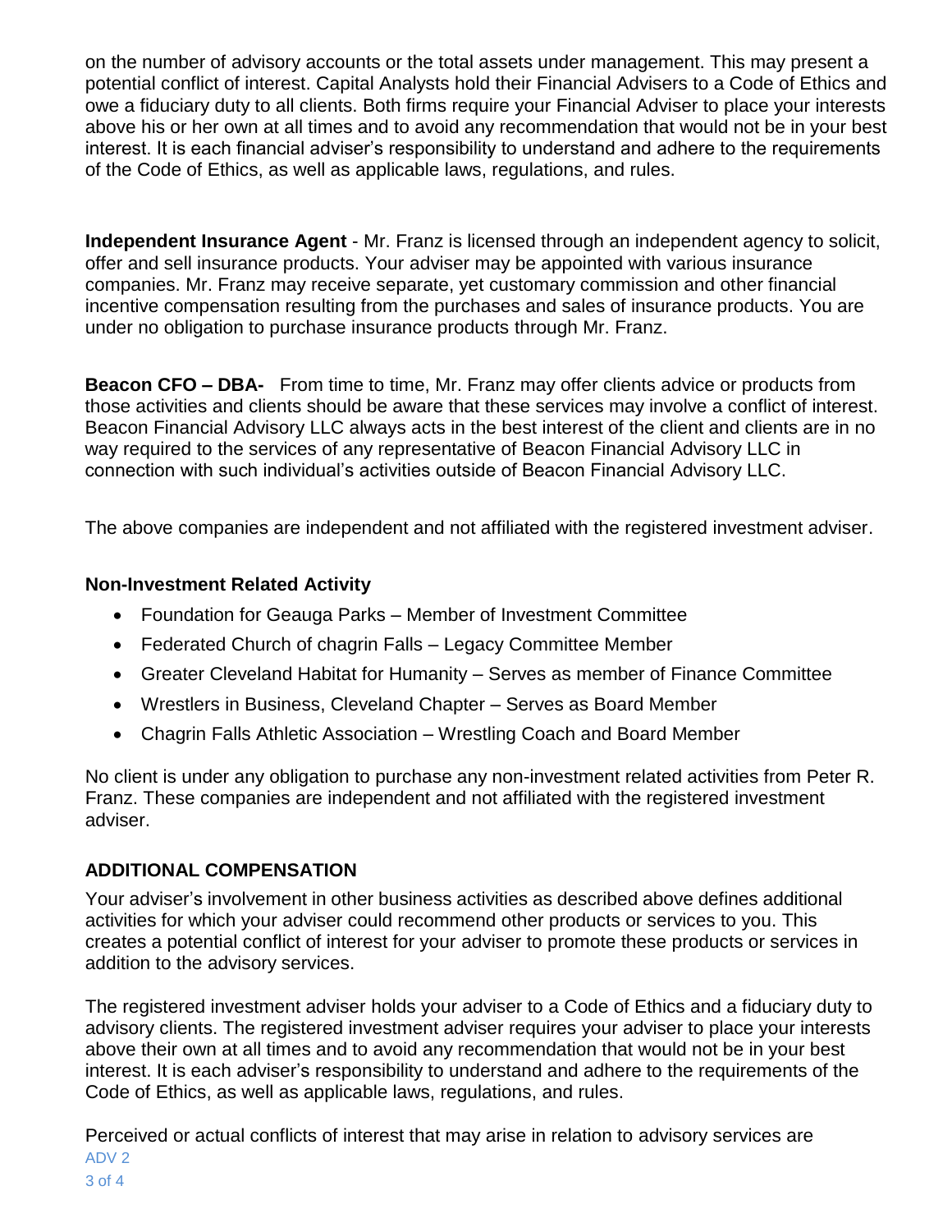on the number of advisory accounts or the total assets under management. This may present a potential conflict of interest. Capital Analysts hold their Financial Advisers to a Code of Ethics and owe a fiduciary duty to all clients. Both firms require your Financial Adviser to place your interests above his or her own at all times and to avoid any recommendation that would not be in your best interest. It is each financial adviser's responsibility to understand and adhere to the requirements of the Code of Ethics, as well as applicable laws, regulations, and rules.

**Independent Insurance Agent** - Mr. Franz is licensed through an independent agency to solicit, offer and sell insurance products. Your adviser may be appointed with various insurance companies. Mr. Franz may receive separate, yet customary commission and other financial incentive compensation resulting from the purchases and sales of insurance products. You are under no obligation to purchase insurance products through Mr. Franz.

**Beacon CFO – DBA-** From time to time, Mr. Franz may offer clients advice or products from those activities and clients should be aware that these services may involve a conflict of interest. Beacon Financial Advisory LLC always acts in the best interest of the client and clients are in no way required to the services of any representative of Beacon Financial Advisory LLC in connection with such individual's activities outside of Beacon Financial Advisory LLC.

The above companies are independent and not affiliated with the registered investment adviser.

### Non-Investment Related Activity

- Foundation for Geauga Parks – Member of Investment Committee
- Federated Church of chagrin Falls – Legacy Committee Member
- Greater Cleveland Habitat for Humanity – Serves as member of Finance Committee
- Wrestlers in Business, Cleveland Chapter – Serves as Board Member
- Chagrin Falls Athletic Association – Wrestling Coach and Board Member

No client is under any obligation to purchase any non-investment related activities from Peter R. Franz. These companies are independent and not affiliated with the registered investment adviser.

## ADDITIONAL COMPENSATION

Your adviser's involvement in other business activities as described above defines additional activities for which your adviser could recommend other products or services to you. This creates a potential conflict of interest for your adviser to promote these products or services in addition to the advisory services.

The registered investment adviser holds your adviser to a Code of Ethics and a fiduciary duty to advisory clients. The registered investment adviser requires your adviser to place your interests above their own at all times and to avoid any recommendation that would not be in your best interest. It is each adviser's responsibility to understand and adhere to the requirements of the Code of Ethics, as well as applicable laws, regulations, and rules.

Perceived or actual conflicts of interest that may arise in relation to advisory services are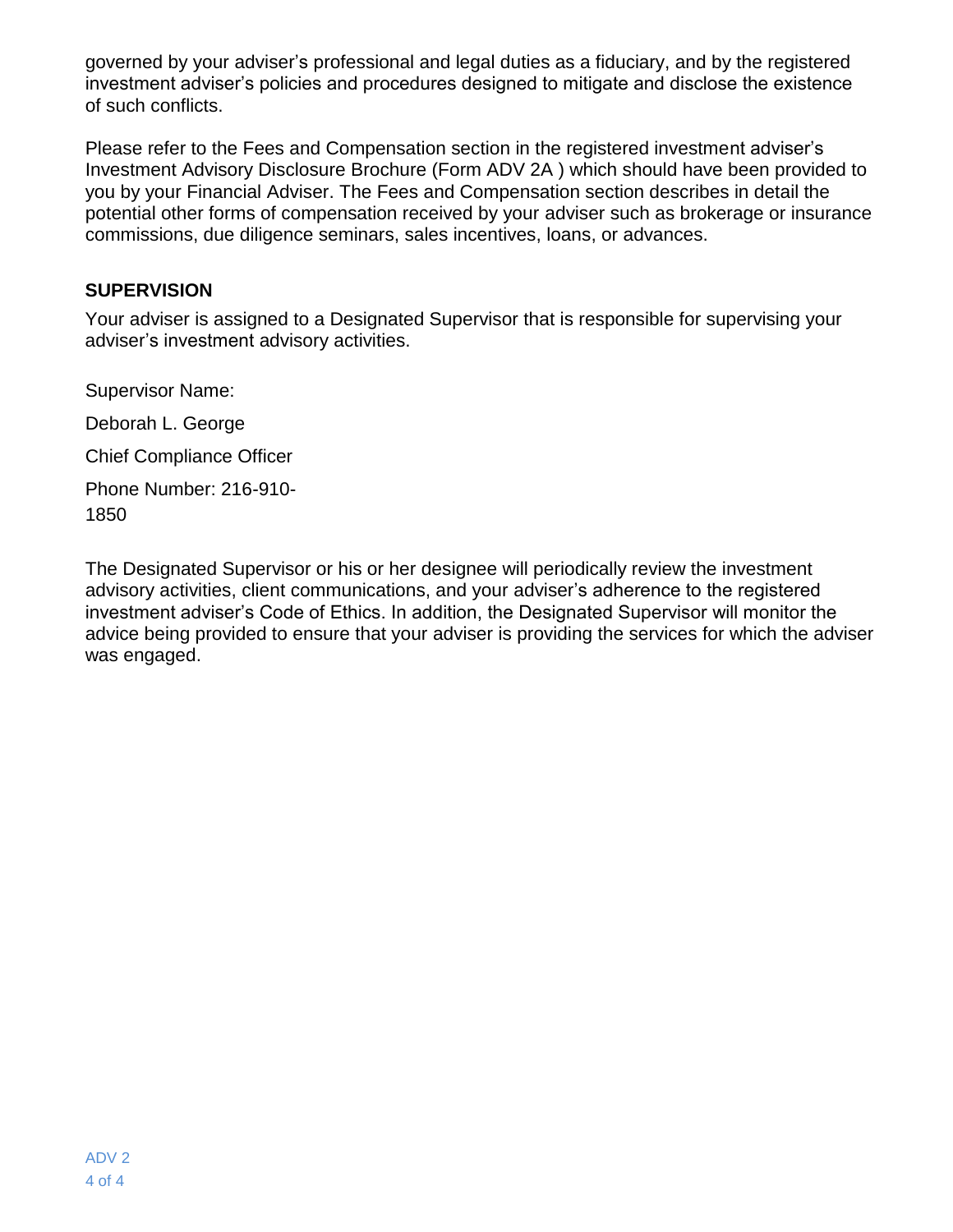governed by your adviser's professional and legal duties as a fiduciary, and by the registered investment adviser's policies and procedures designed to mitigate and disclose the existence of such conflicts.

Please refer to the Fees and Compensation section in the registered investment adviser's Investment Advisory Disclosure Brochure (Form ADV 2A ) which should have been provided to you by your Financial Adviser. The Fees and Compensation section describes in detail the potential other forms of compensation received by your adviser such as brokerage or insurance commissions, due diligence seminars, sales incentives, loans, or advances.

## SUPERVISION

Your adviser is assigned to a Designated Supervisor that is responsible for supervising your adviser's investment advisory activities.

Supervisor Name:

Deborah L. George

Chief Compliance Officer

Phone Number: 216-910-1850

The Designated Supervisor or his or her designee will periodically review the investment advisory activities, client communications, and your adviser's adherence to the registered investment adviser's Code of Ethics. In addition, the Designated Supervisor will monitor the advice being provided to ensure that your adviser is providing the services for which the adviser was engaged.